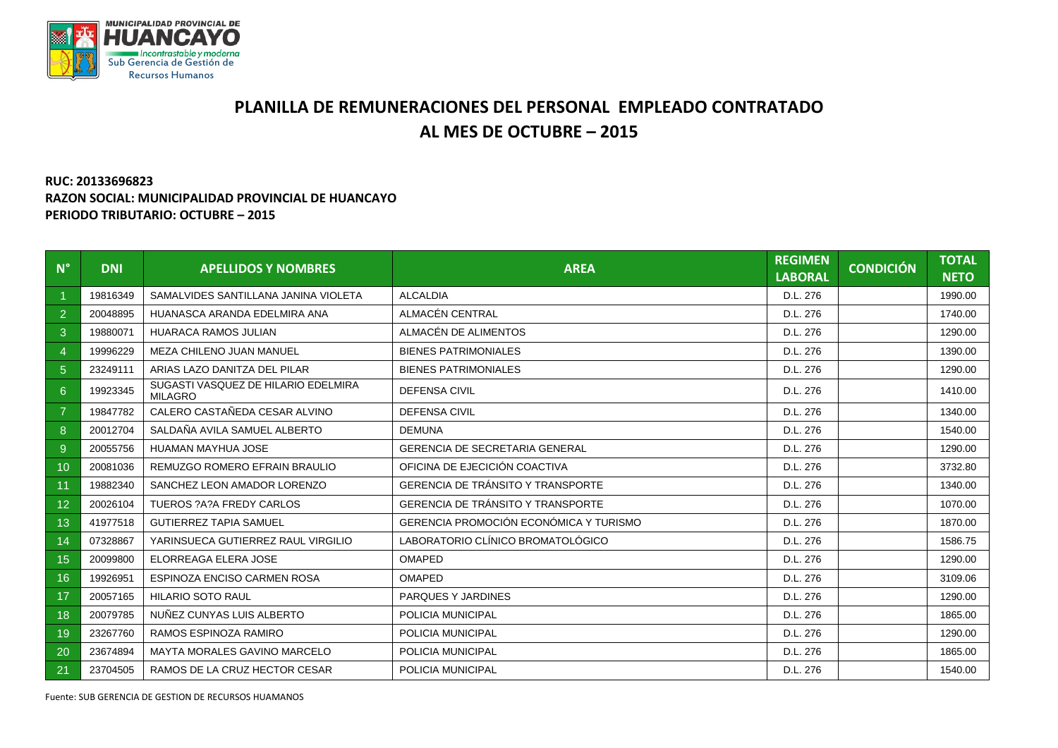MUNICIPALIDAD PROVINCIAL DE
**HUANCAYO**
Incontrastable y moderna
Sub Gerencia de Gestión de Recursos Humanos

# PLANILLA DE REMUNERACIONES DEL PERSONAL EMPLEADO CONTRATADO
# AL MES DE OCTUBRE – 2015

**RUC: 20133696823**
**RAZON SOCIAL: MUNICIPALIDAD PROVINCIAL DE HUANCAYO**
**PERIODO TRIBUTARIO: OCTUBRE – 2015**

| N° | DNI | APELLIDOS Y NOMBRES | AREA | REGIMEN LABORAL | CONDICIÓN | TOTAL NETO |
|---|---|---|---|---|---|---|
| 1 | 19816349 | SAMALVIDES SANTILLANA JANINA VIOLETA | ALCALDIA | D.L. 276 | | 1990.00 |
| 2 | 20048895 | HUANASCA ARANDA EDELMIRA ANA | ALMACÉN CENTRAL | D.L. 276 | | 1740.00 |
| 3 | 19880071 | HUARACA RAMOS JULIAN | ALMACÉN DE ALIMENTOS | D.L. 276 | | 1290.00 |
| 4 | 19996229 | MEZA CHILENO JUAN MANUEL | BIENES PATRIMONIALES | D.L. 276 | | 1390.00 |
| 5 | 23249111 | ARIAS LAZO DANITZA DEL PILAR | BIENES PATRIMONIALES | D.L. 276 | | 1290.00 |
| 6 | 19923345 | SUGASTI VASQUEZ DE HILARIO EDELMIRA MILAGRO | DEFENSA CIVIL | D.L. 276 | | 1410.00 |
| 7 | 19847782 | CALERO CASTAÑEDA CESAR ALVINO | DEFENSA CIVIL | D.L. 276 | | 1340.00 |
| 8 | 20012704 | SALDAÑA AVILA SAMUEL ALBERTO | DEMUNA | D.L. 276 | | 1540.00 |
| 9 | 20055756 | HUAMAN MAYHUA JOSE | GERENCIA DE SECRETARIA GENERAL | D.L. 276 | | 1290.00 |
| 10 | 20081036 | REMUZGO ROMERO EFRAIN BRAULIO | OFICINA DE EJECICIÓN COACTIVA | D.L. 276 | | 3732.80 |
| 11 | 19882340 | SANCHEZ LEON AMADOR LORENZO | GERENCIA DE TRÁNSITO Y TRANSPORTE | D.L. 276 | | 1340.00 |
| 12 | 20026104 | TUEROS ?A?A FREDY CARLOS | GERENCIA DE TRÁNSITO Y TRANSPORTE | D.L. 276 | | 1070.00 |
| 13 | 41977518 | GUTIERREZ TAPIA SAMUEL | GERENCIA PROMOCIÓN ECONÓMICA Y TURISMO | D.L. 276 | | 1870.00 |
| 14 | 07328867 | YARINSUECA GUTIERREZ RAUL VIRGILIO | LABORATORIO CLÍNICO BROMATOLÓGICO | D.L. 276 | | 1586.75 |
| 15 | 20099800 | ELORREAGA ELERA JOSE | OMAPED | D.L. 276 | | 1290.00 |
| 16 | 19926951 | ESPINOZA ENCISO CARMEN ROSA | OMAPED | D.L. 276 | | 3109.06 |
| 17 | 20057165 | HILARIO SOTO RAUL | PARQUES Y JARDINES | D.L. 276 | | 1290.00 |
| 18 | 20079785 | NUÑEZ CUNYAS LUIS ALBERTO | POLICIA MUNICIPAL | D.L. 276 | | 1865.00 |
| 19 | 23267760 | RAMOS ESPINOZA RAMIRO | POLICIA MUNICIPAL | D.L. 276 | | 1290.00 |
| 20 | 23674894 | MAYTA MORALES GAVINO MARCELO | POLICIA MUNICIPAL | D.L. 276 | | 1865.00 |
| 21 | 23704505 | RAMOS DE LA CRUZ HECTOR CESAR | POLICIA MUNICIPAL | D.L. 276 | | 1540.00 |

Fuente: SUB GERENCIA DE GESTION DE RECURSOS HUAMANOS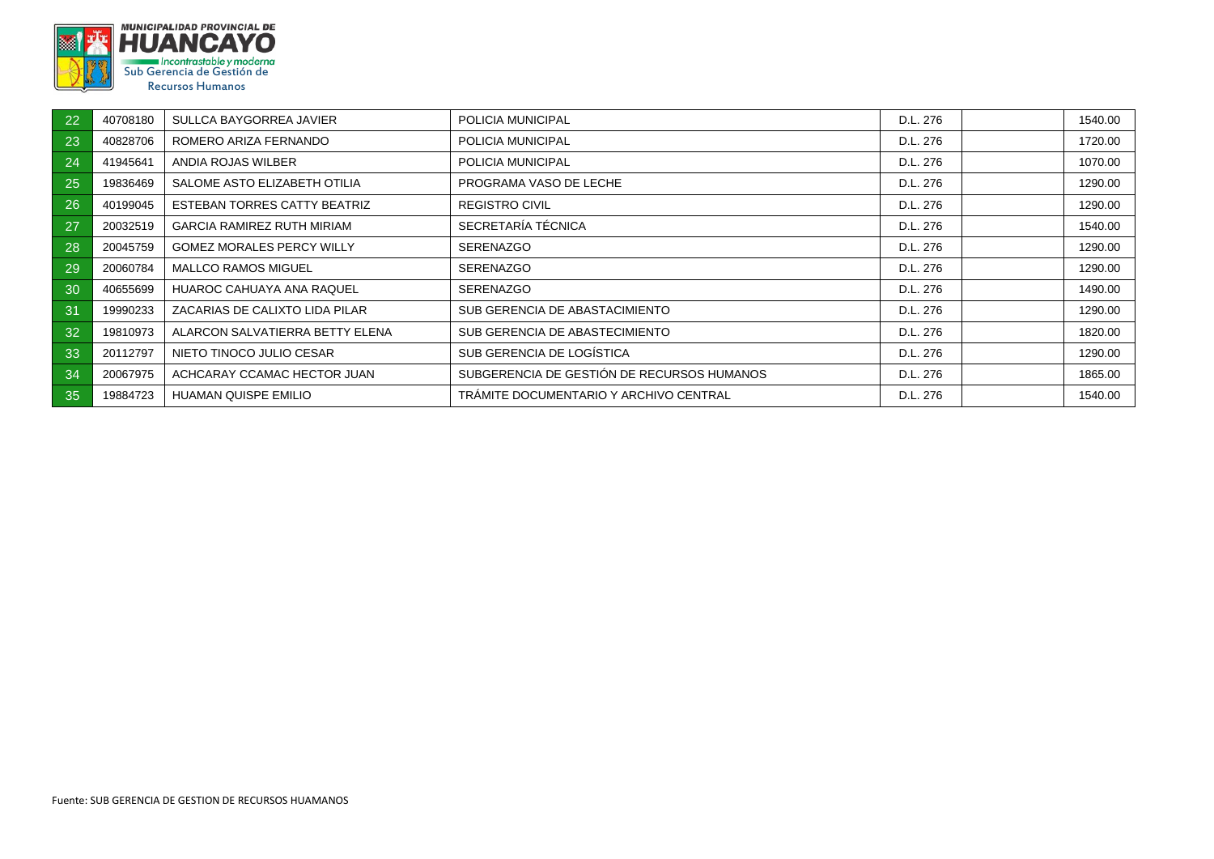| | | | | | | |
|---|---|---|---|---|---|---|
| 22 | 40708180 | SULLCA BAYGORREA JAVIER | POLICIA MUNICIPAL | D.L. 276 | | 1540.00 |
| 23 | 40828706 | ROMERO ARIZA FERNANDO | POLICIA MUNICIPAL | D.L. 276 | | 1720.00 |
| 24 | 41945641 | ANDIA ROJAS WILBER | POLICIA MUNICIPAL | D.L. 276 | | 1070.00 |
| 25 | 19836469 | SALOME ASTO ELIZABETH OTILIA | PROGRAMA VASO DE LECHE | D.L. 276 | | 1290.00 |
| 26 | 40199045 | ESTEBAN TORRES CATTY BEATRIZ | REGISTRO CIVIL | D.L. 276 | | 1290.00 |
| 27 | 20032519 | GARCIA RAMIREZ RUTH MIRIAM | SECRETARÍA TÉCNICA | D.L. 276 | | 1540.00 |
| 28 | 20045759 | GOMEZ MORALES PERCY WILLY | SERENAZGO | D.L. 276 | | 1290.00 |
| 29 | 20060784 | MALLCO RAMOS MIGUEL | SERENAZGO | D.L. 276 | | 1290.00 |
| 30 | 40655699 | HUAROC CAHUAYA ANA RAQUEL | SERENAZGO | D.L. 276 | | 1490.00 |
| 31 | 19990233 | ZACARIAS DE CALIXTO LIDA PILAR | SUB GERENCIA DE ABASTACIMIENTO | D.L. 276 | | 1290.00 |
| 32 | 19810973 | ALARCON SALVATIERRA BETTY ELENA | SUB GERENCIA DE ABASTECIMIENTO | D.L. 276 | | 1820.00 |
| 33 | 20112797 | NIETO TINOCO JULIO CESAR | SUB GERENCIA DE LOGÍSTICA | D.L. 276 | | 1290.00 |
| 34 | 20067975 | ACHCARAY CCAMAC HECTOR JUAN | SUBGERENCIA DE GESTIÓN DE RECURSOS HUMANOS | D.L. 276 | | 1865.00 |
| 35 | 19884723 | HUAMAN QUISPE EMILIO | TRÁMITE DOCUMENTARIO Y ARCHIVO CENTRAL | D.L. 276 | | 1540.00 |

Fuente: SUB GERENCIA DE GESTION DE RECURSOS HUAMANOS